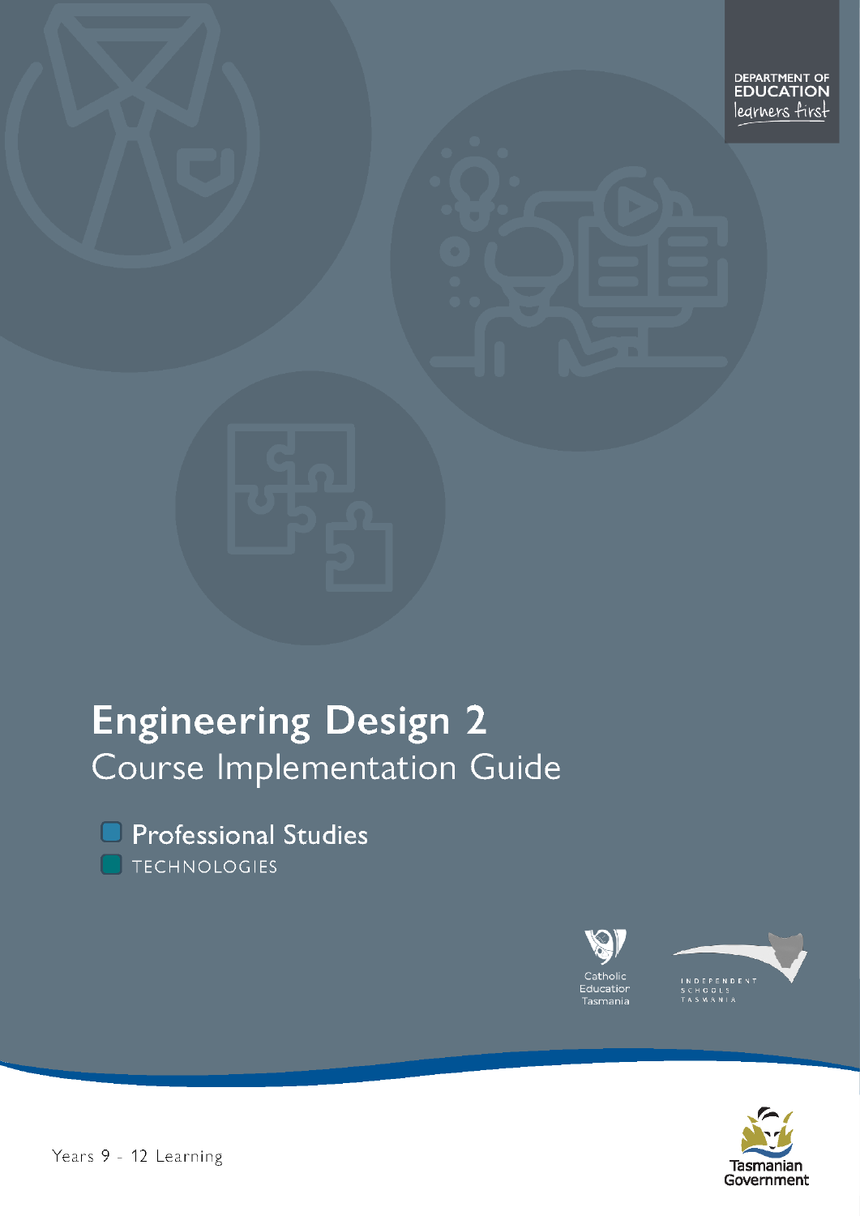DEPARTMENT OF EDUCATION

learners first

# Engineering Design 2

## Course Implementation Guide

Professional Studies

TECHNOLOGIES

Catholic Education Tasmania

INDEPENDENT SCHOOLS TASMANIA

Years 9 - 12 Learning

Tasmanian Government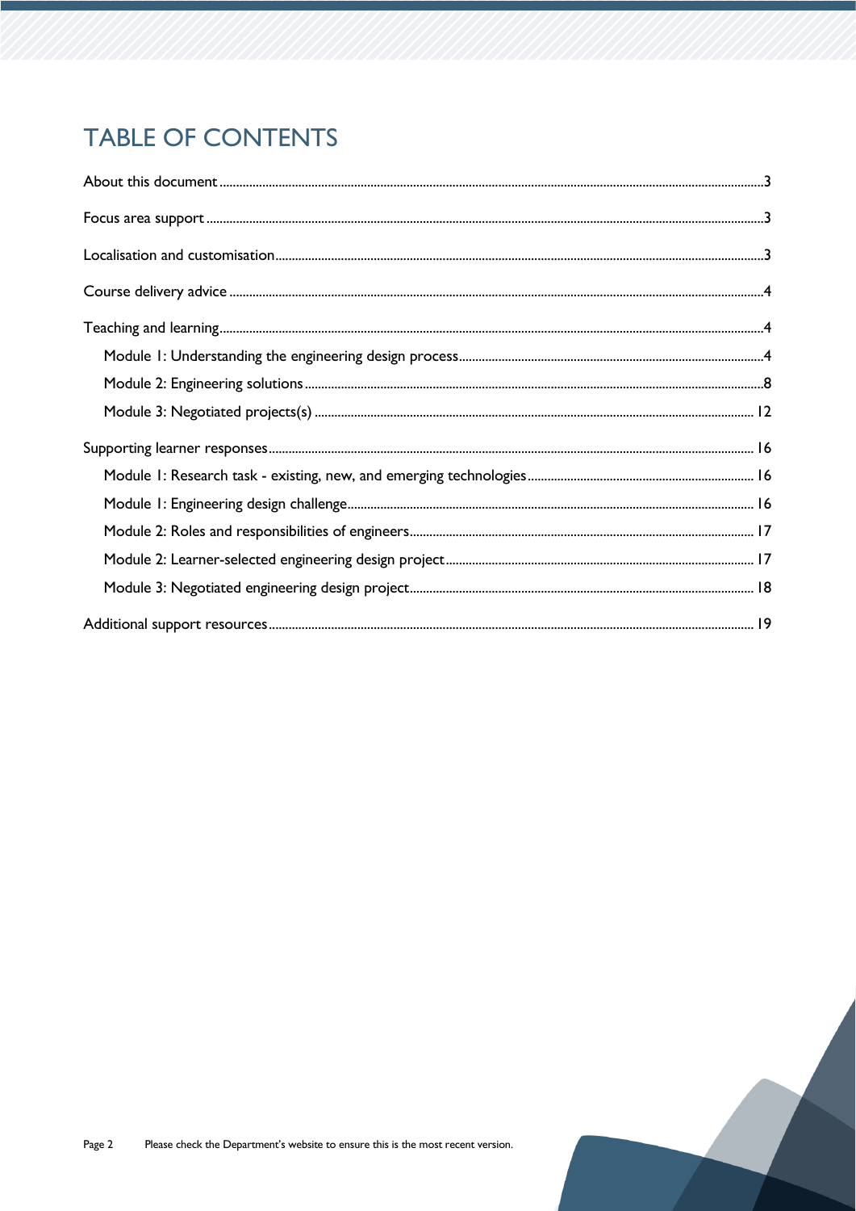# TABLE OF CONTENTS

About this document ..... 3

Focus area support ..... 3

Localisation and customisation ..... 3

Course delivery advice ..... 4

Teaching and learning ..... 4

- Module 1: Understanding the engineering design process ..... 4
- Module 2: Engineering solutions ..... 8
- Module 3: Negotiated projects(s) ..... 12

Supporting learner responses ..... 16

- Module 1: Research task - existing, new, and emerging technologies ..... 16
- Module 1: Engineering design challenge ..... 16
- Module 2: Roles and responsibilities of engineers ..... 17
- Module 2: Learner-selected engineering design project ..... 17
- Module 3: Negotiated engineering design project ..... 18

Additional support resources ..... 19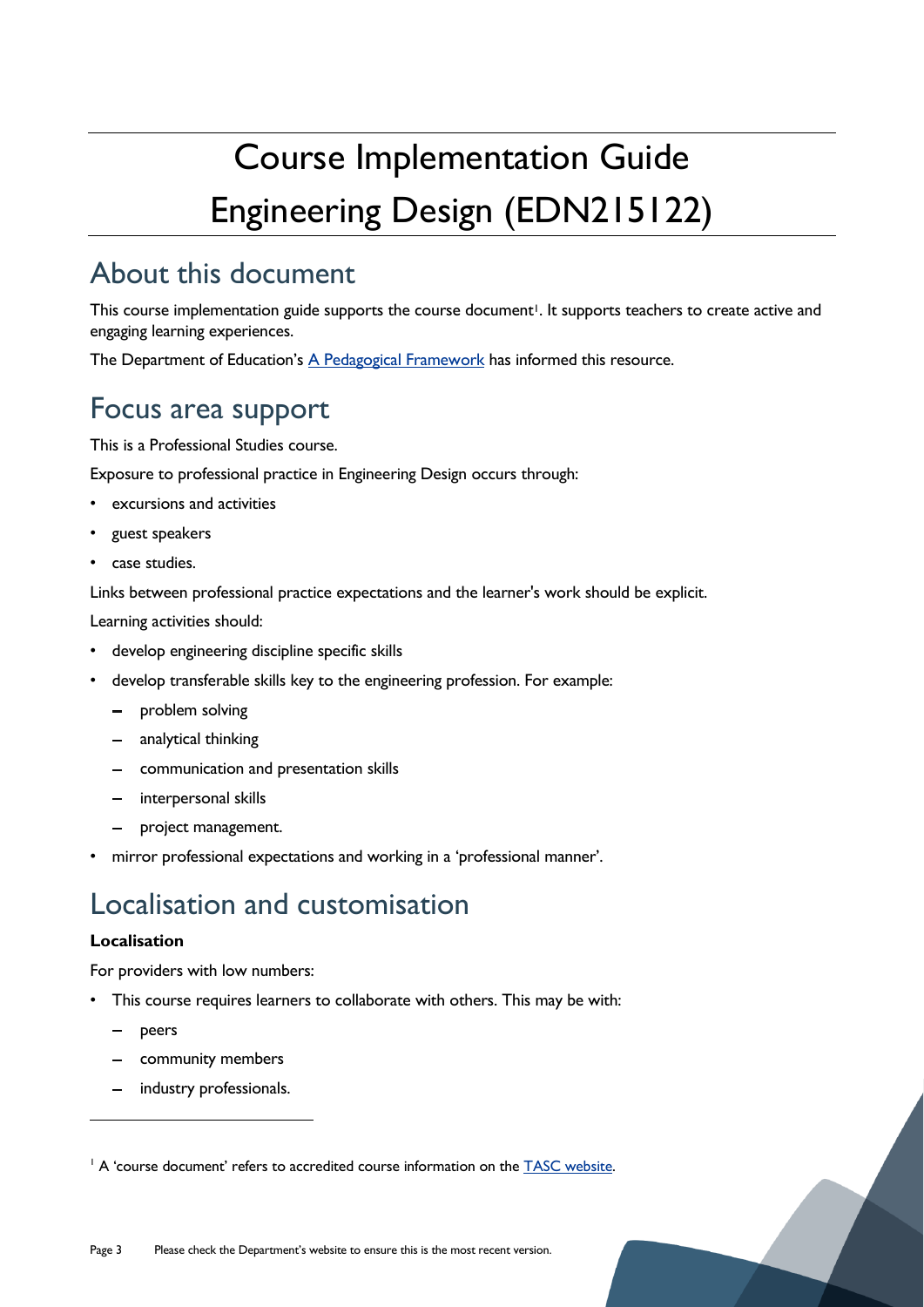# Course Implementation Guide Engineering Design (EDN215122)

## About this document

This course implementation guide supports the course document[1]. It supports teachers to create active and engaging learning experiences.

The Department of Education's [A Pedagogical Framework] has informed this resource.

## Focus area support

This is a Professional Studies course.

Exposure to professional practice in Engineering Design occurs through:

- excursions and activities
- guest speakers
- case studies.

Links between professional practice expectations and the learner's work should be explicit.

Learning activities should:

- develop engineering discipline specific skills
- develop transferable skills key to the engineering profession. For example:
  - problem solving
  - analytical thinking
  - communication and presentation skills
  - interpersonal skills
  - project management.
- mirror professional expectations and working in a 'professional manner'.

## Localisation and customisation

**Localisation**

For providers with low numbers:

- This course requires learners to collaborate with others. This may be with:
  - peers
  - community members
  - industry professionals.

[1] A 'course document' refers to accredited course information on the TASC website.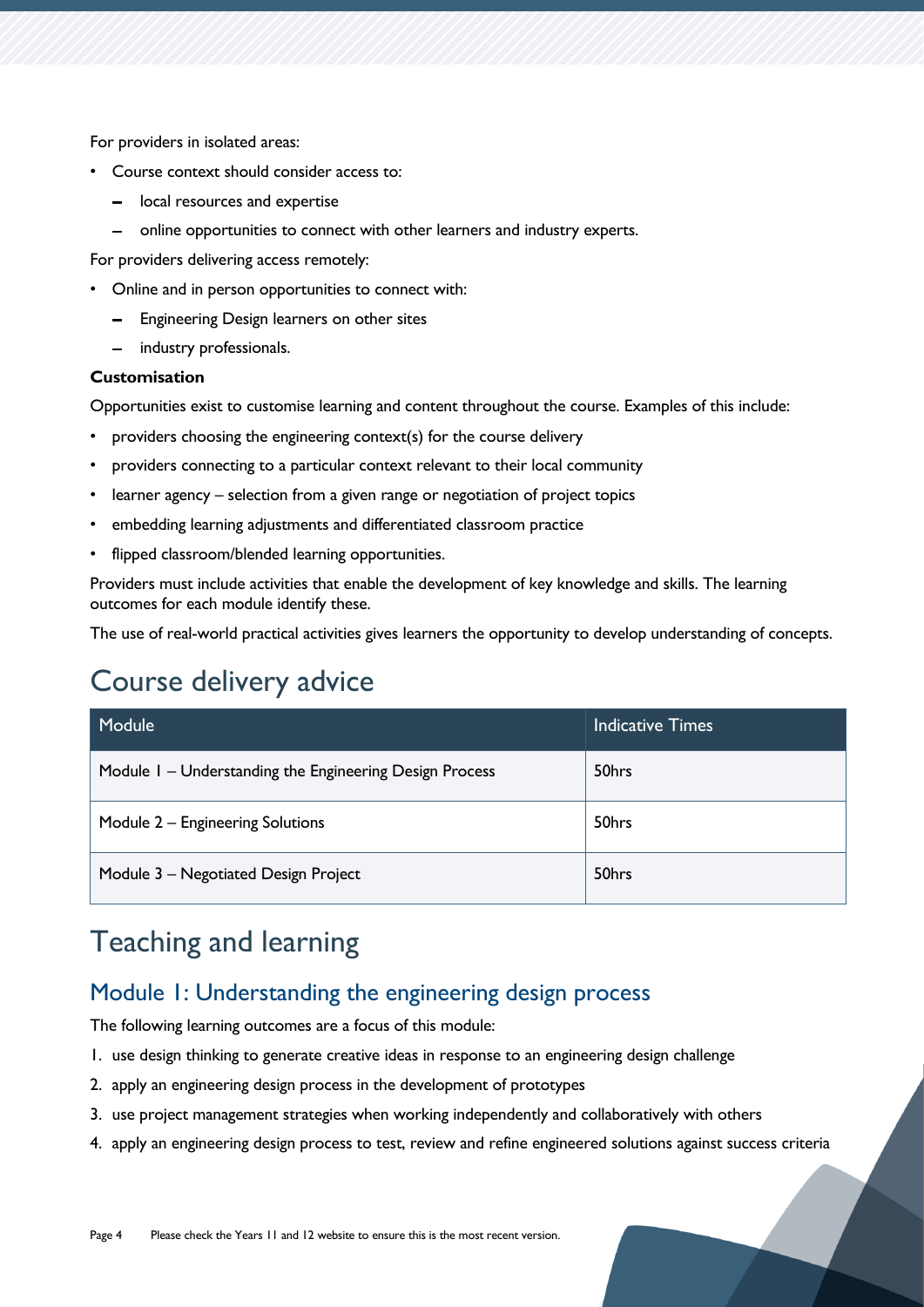For providers in isolated areas:

- Course context should consider access to:
  - local resources and expertise
  - online opportunities to connect with other learners and industry experts.

For providers delivering access remotely:

- Online and in person opportunities to connect with:
  - Engineering Design learners on other sites
  - industry professionals.

**Customisation**

Opportunities exist to customise learning and content throughout the course. Examples of this include:

- providers choosing the engineering context(s) for the course delivery
- providers connecting to a particular context relevant to their local community
- learner agency – selection from a given range or negotiation of project topics
- embedding learning adjustments and differentiated classroom practice
- flipped classroom/blended learning opportunities.

Providers must include activities that enable the development of key knowledge and skills. The learning outcomes for each module identify these.

The use of real-world practical activities gives learners the opportunity to develop understanding of concepts.

# Course delivery advice

| Module | Indicative Times |
| --- | --- |
| Module 1 – Understanding the Engineering Design Process | 50hrs |
| Module 2 – Engineering Solutions | 50hrs |
| Module 3 – Negotiated Design Project | 50hrs |

# Teaching and learning

## Module 1: Understanding the engineering design process

The following learning outcomes are a focus of this module:

1. use design thinking to generate creative ideas in response to an engineering design challenge
2. apply an engineering design process in the development of prototypes
3. use project management strategies when working independently and collaboratively with others
4. apply an engineering design process to test, review and refine engineered solutions against success criteria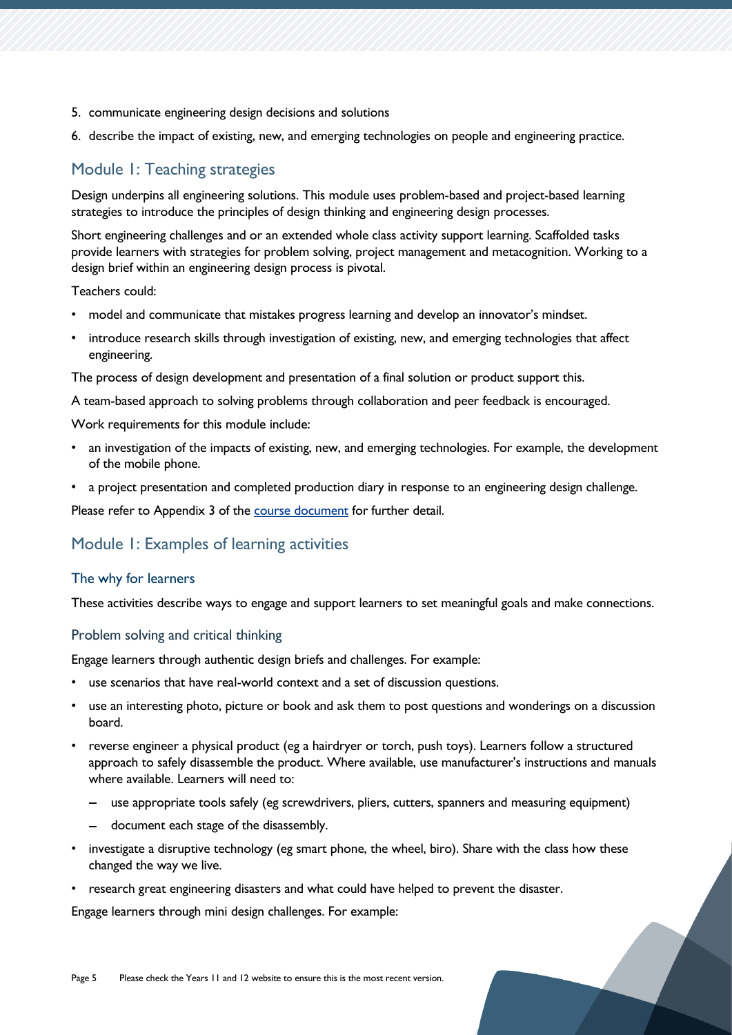5. communicate engineering design decisions and solutions
6. describe the impact of existing, new, and emerging technologies on people and engineering practice.

## Module 1: Teaching strategies

Design underpins all engineering solutions. This module uses problem-based and project-based learning strategies to introduce the principles of design thinking and engineering design processes.

Short engineering challenges and or an extended whole class activity support learning. Scaffolded tasks provide learners with strategies for problem solving, project management and metacognition. Working to a design brief within an engineering design process is pivotal.

Teachers could:

- model and communicate that mistakes progress learning and develop an innovator's mindset.
- introduce research skills through investigation of existing, new, and emerging technologies that affect engineering.

The process of design development and presentation of a final solution or product support this.

A team-based approach to solving problems through collaboration and peer feedback is encouraged.

Work requirements for this module include:

- an investigation of the impacts of existing, new, and emerging technologies. For example, the development of the mobile phone.
- a project presentation and completed production diary in response to an engineering design challenge.

Please refer to Appendix 3 of the course document for further detail.

## Module 1: Examples of learning activities

### The why for learners

These activities describe ways to engage and support learners to set meaningful goals and make connections.

#### Problem solving and critical thinking

Engage learners through authentic design briefs and challenges. For example:

- use scenarios that have real-world context and a set of discussion questions.
- use an interesting photo, picture or book and ask them to post questions and wonderings on a discussion board.
- reverse engineer a physical product (eg a hairdryer or torch, push toys). Learners follow a structured approach to safely disassemble the product. Where available, use manufacturer's instructions and manuals where available. Learners will need to:
  - use appropriate tools safely (eg screwdrivers, pliers, cutters, spanners and measuring equipment)
  - document each stage of the disassembly.
- investigate a disruptive technology (eg smart phone, the wheel, biro). Share with the class how these changed the way we live.
- research great engineering disasters and what could have helped to prevent the disaster.

Engage learners through mini design challenges. For example: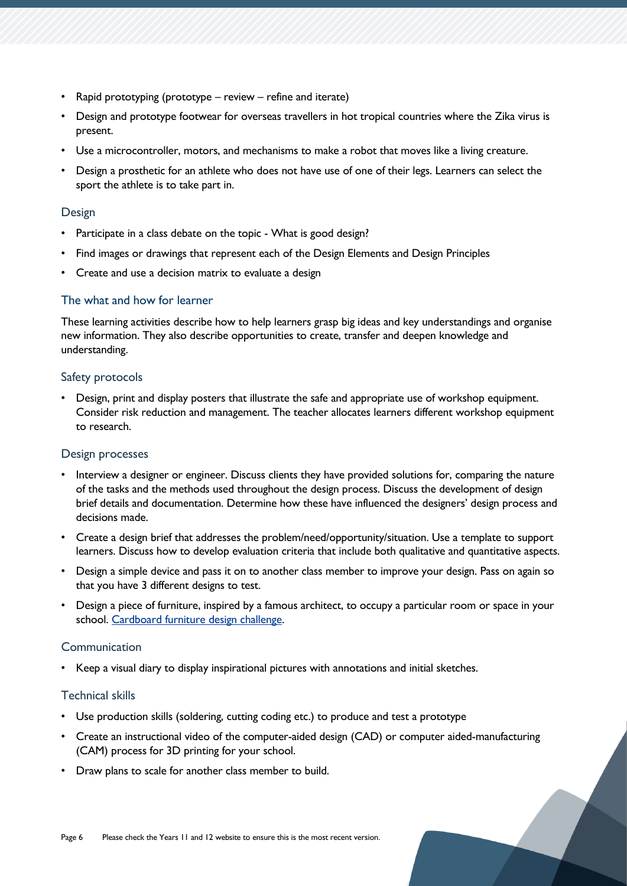- Rapid prototyping (prototype – review – refine and iterate)
- Design and prototype footwear for overseas travellers in hot tropical countries where the Zika virus is present.
- Use a microcontroller, motors, and mechanisms to make a robot that moves like a living creature.
- Design a prosthetic for an athlete who does not have use of one of their legs. Learners can select the sport the athlete is to take part in.

### Design

- Participate in a class debate on the topic - What is good design?
- Find images or drawings that represent each of the Design Elements and Design Principles
- Create and use a decision matrix to evaluate a design

### The what and how for learner

These learning activities describe how to help learners grasp big ideas and key understandings and organise new information. They also describe opportunities to create, transfer and deepen knowledge and understanding.

### Safety protocols

- Design, print and display posters that illustrate the safe and appropriate use of workshop equipment. Consider risk reduction and management. The teacher allocates learners different workshop equipment to research.

### Design processes

- Interview a designer or engineer. Discuss clients they have provided solutions for, comparing the nature of the tasks and the methods used throughout the design process. Discuss the development of design brief details and documentation. Determine how these have influenced the designers' design process and decisions made.
- Create a design brief that addresses the problem/need/opportunity/situation. Use a template to support learners. Discuss how to develop evaluation criteria that include both qualitative and quantitative aspects.
- Design a simple device and pass it on to another class member to improve your design. Pass on again so that you have 3 different designs to test.
- Design a piece of furniture, inspired by a famous architect, to occupy a particular room or space in your school. [Cardboard furniture design challenge](Cardboard furniture design challenge).

### Communication

- Keep a visual diary to display inspirational pictures with annotations and initial sketches.

### Technical skills

- Use production skills (soldering, cutting coding etc.) to produce and test a prototype
- Create an instructional video of the computer-aided design (CAD) or computer aided-manufacturing (CAM) process for 3D printing for your school.
- Draw plans to scale for another class member to build.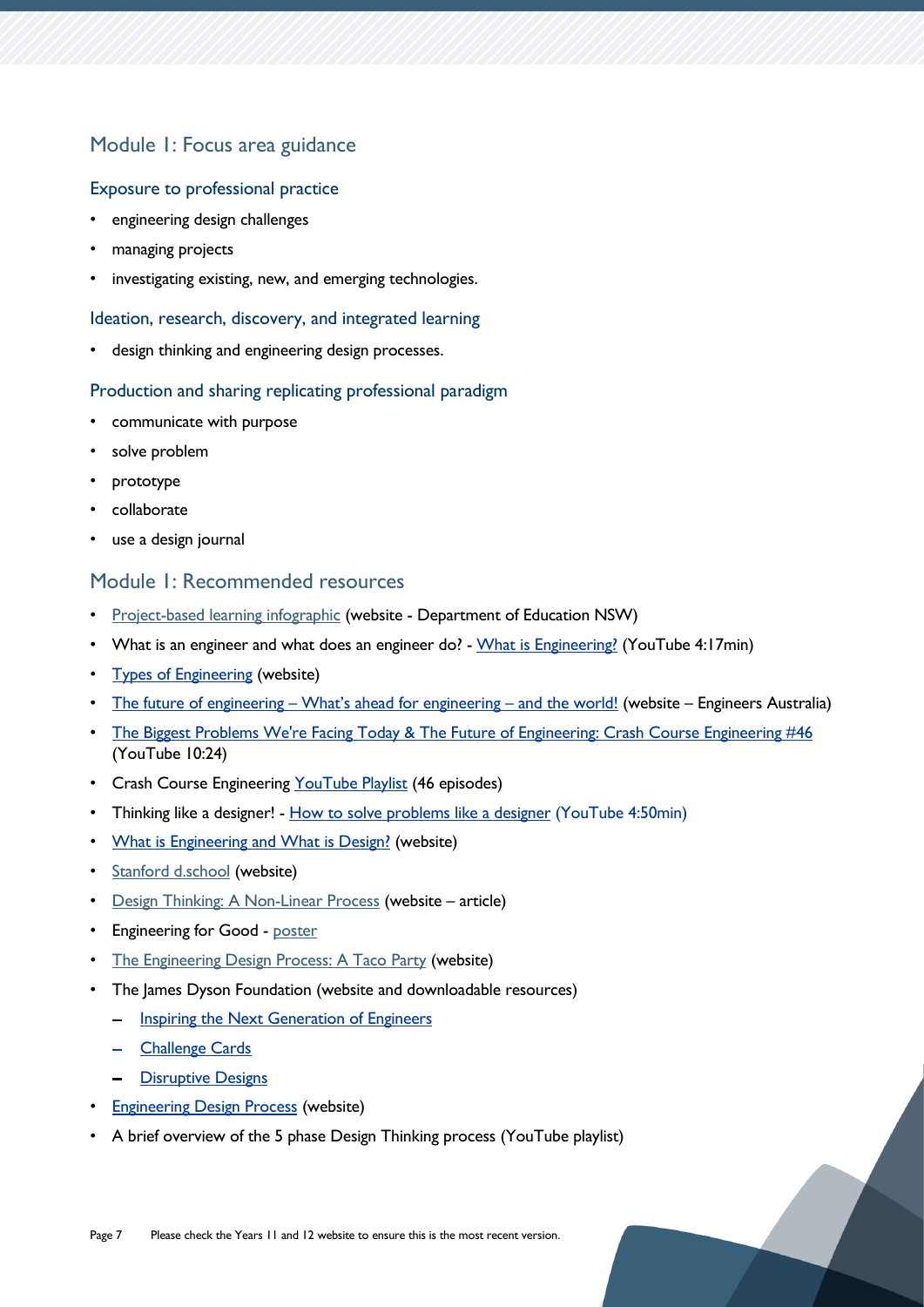## Module 1: Focus area guidance

### Exposure to professional practice

- engineering design challenges
- managing projects
- investigating existing, new, and emerging technologies.

### Ideation, research, discovery, and integrated learning

- design thinking and engineering design processes.

### Production and sharing replicating professional paradigm

- communicate with purpose
- solve problem
- prototype
- collaborate
- use a design journal

## Module 1: Recommended resources

- Project-based learning infographic (website - Department of Education NSW)
- What is an engineer and what does an engineer do? - What is Engineering? (YouTube 4:17min)
- Types of Engineering (website)
- The future of engineering – What's ahead for engineering – and the world! (website – Engineers Australia)
- The Biggest Problems We're Facing Today & The Future of Engineering: Crash Course Engineering #46 (YouTube 10:24)
- Crash Course Engineering YouTube Playlist (46 episodes)
- Thinking like a designer! - How to solve problems like a designer (YouTube 4:50min)
- What is Engineering and What is Design? (website)
- Stanford d.school (website)
- Design Thinking: A Non-Linear Process (website – article)
- Engineering for Good - poster
- The Engineering Design Process: A Taco Party (website)
- The James Dyson Foundation (website and downloadable resources)
  - Inspiring the Next Generation of Engineers
  - Challenge Cards
  - Disruptive Designs
- Engineering Design Process (website)
- A brief overview of the 5 phase Design Thinking process (YouTube playlist)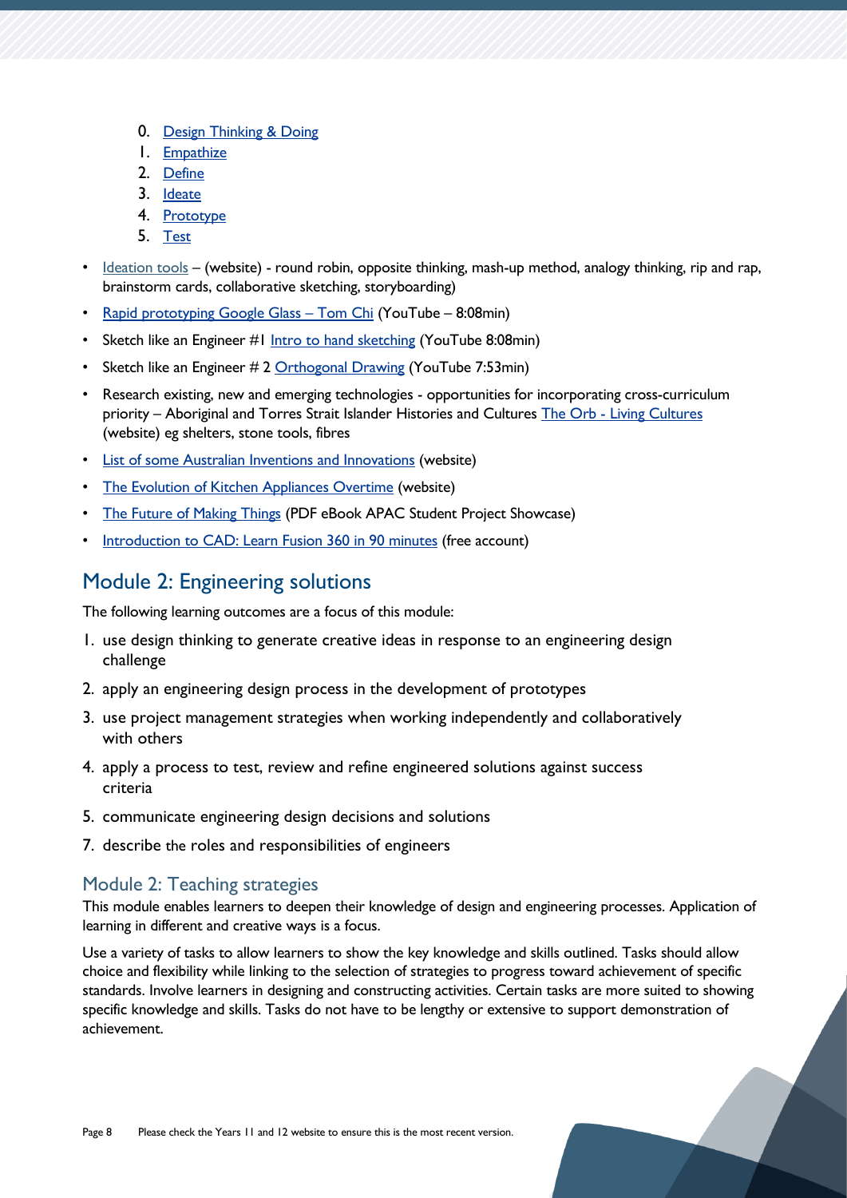0. Design Thinking & Doing
1. Empathize
2. Define
3. Ideate
4. Prototype
5. Test

- Ideation tools – (website) - round robin, opposite thinking, mash-up method, analogy thinking, rip and rap, brainstorm cards, collaborative sketching, storyboarding)
- Rapid prototyping Google Glass – Tom Chi (YouTube – 8:08min)
- Sketch like an Engineer #1 Intro to hand sketching (YouTube 8:08min)
- Sketch like an Engineer # 2 Orthogonal Drawing (YouTube 7:53min)
- Research existing, new and emerging technologies - opportunities for incorporating cross-curriculum priority – Aboriginal and Torres Strait Islander Histories and Cultures The Orb - Living Cultures (website) eg shelters, stone tools, fibres
- List of some Australian Inventions and Innovations (website)
- The Evolution of Kitchen Appliances Overtime (website)
- The Future of Making Things (PDF eBook APAC Student Project Showcase)
- Introduction to CAD: Learn Fusion 360 in 90 minutes (free account)

## Module 2: Engineering solutions

The following learning outcomes are a focus of this module:

1. use design thinking to generate creative ideas in response to an engineering design challenge
2. apply an engineering design process in the development of prototypes
3. use project management strategies when working independently and collaboratively with others
4. apply a process to test, review and refine engineered solutions against success criteria
5. communicate engineering design decisions and solutions

7. describe the roles and responsibilities of engineers

### Module 2: Teaching strategies

This module enables learners to deepen their knowledge of design and engineering processes. Application of learning in different and creative ways is a focus.

Use a variety of tasks to allow learners to show the key knowledge and skills outlined. Tasks should allow choice and flexibility while linking to the selection of strategies to progress toward achievement of specific standards. Involve learners in designing and constructing activities. Certain tasks are more suited to showing specific knowledge and skills. Tasks do not have to be lengthy or extensive to support demonstration of achievement.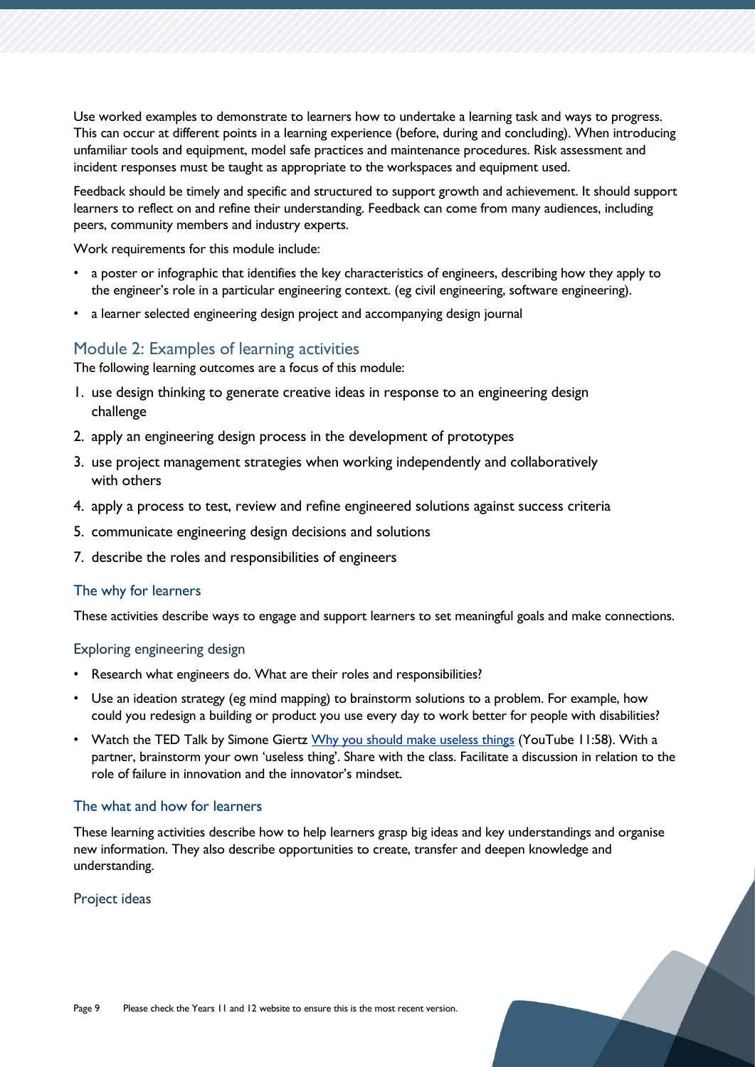Use worked examples to demonstrate to learners how to undertake a learning task and ways to progress. This can occur at different points in a learning experience (before, during and concluding). When introducing unfamiliar tools and equipment, model safe practices and maintenance procedures. Risk assessment and incident responses must be taught as appropriate to the workspaces and equipment used.

Feedback should be timely and specific and structured to support growth and achievement. It should support learners to reflect on and refine their understanding. Feedback can come from many audiences, including peers, community members and industry experts.

Work requirements for this module include:

- a poster or infographic that identifies the key characteristics of engineers, describing how they apply to the engineer's role in a particular engineering context. (eg civil engineering, software engineering).
- a learner selected engineering design project and accompanying design journal

## Module 2: Examples of learning activities

The following learning outcomes are a focus of this module:

1. use design thinking to generate creative ideas in response to an engineering design challenge
2. apply an engineering design process in the development of prototypes
3. use project management strategies when working independently and collaboratively with others
4. apply a process to test, review and refine engineered solutions against success criteria
5. communicate engineering design decisions and solutions
7. describe the roles and responsibilities of engineers

### The why for learners

These activities describe ways to engage and support learners to set meaningful goals and make connections.

#### Exploring engineering design

- Research what engineers do. What are their roles and responsibilities?
- Use an ideation strategy (eg mind mapping) to brainstorm solutions to a problem. For example, how could you redesign a building or product you use every day to work better for people with disabilities?
- Watch the TED Talk by Simone Giertz [Why you should make useless things](https://www.youtube.com) (YouTube 11:58). With a partner, brainstorm your own 'useless thing'. Share with the class. Facilitate a discussion in relation to the role of failure in innovation and the innovator's mindset.

### The what and how for learners

These learning activities describe how to help learners grasp big ideas and key understandings and organise new information. They also describe opportunities to create, transfer and deepen knowledge and understanding.

#### Project ideas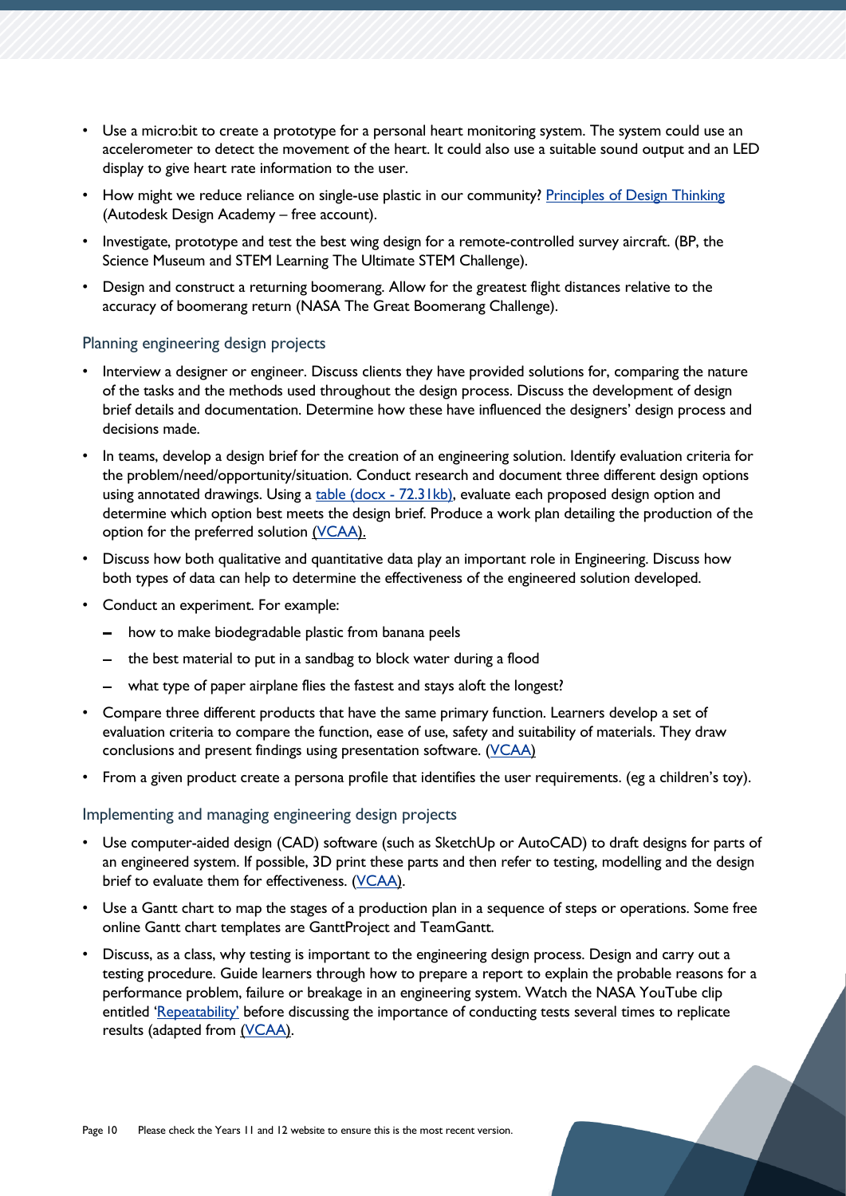- Use a micro:bit to create a prototype for a personal heart monitoring system. The system could use an accelerometer to detect the movement of the heart. It could also use a suitable sound output and an LED display to give heart rate information to the user.
- How might we reduce reliance on single-use plastic in our community? Principles of Design Thinking (Autodesk Design Academy – free account).
- Investigate, prototype and test the best wing design for a remote-controlled survey aircraft. (BP, the Science Museum and STEM Learning The Ultimate STEM Challenge).
- Design and construct a returning boomerang. Allow for the greatest flight distances relative to the accuracy of boomerang return (NASA The Great Boomerang Challenge).

### Planning engineering design projects

- Interview a designer or engineer. Discuss clients they have provided solutions for, comparing the nature of the tasks and the methods used throughout the design process. Discuss the development of design brief details and documentation. Determine how these have influenced the designers' design process and decisions made.
- In teams, develop a design brief for the creation of an engineering solution. Identify evaluation criteria for the problem/need/opportunity/situation. Conduct research and document three different design options using annotated drawings. Using a table (docx - 72.31kb), evaluate each proposed design option and determine which option best meets the design brief. Produce a work plan detailing the production of the option for the preferred solution (VCAA).
- Discuss how both qualitative and quantitative data play an important role in Engineering. Discuss how both types of data can help to determine the effectiveness of the engineered solution developed.
- Conduct an experiment. For example:
  - how to make biodegradable plastic from banana peels
  - the best material to put in a sandbag to block water during a flood
  - what type of paper airplane flies the fastest and stays aloft the longest?
- Compare three different products that have the same primary function. Learners develop a set of evaluation criteria to compare the function, ease of use, safety and suitability of materials. They draw conclusions and present findings using presentation software. (VCAA)
- From a given product create a persona profile that identifies the user requirements. (eg a children's toy).

### Implementing and managing engineering design projects

- Use computer-aided design (CAD) software (such as SketchUp or AutoCAD) to draft designs for parts of an engineered system. If possible, 3D print these parts and then refer to testing, modelling and the design brief to evaluate them for effectiveness. (VCAA).
- Use a Gantt chart to map the stages of a production plan in a sequence of steps or operations. Some free online Gantt chart templates are GanttProject and TeamGantt.
- Discuss, as a class, why testing is important to the engineering design process. Design and carry out a testing procedure. Guide learners through how to prepare a report to explain the probable reasons for a performance problem, failure or breakage in an engineering system. Watch the NASA YouTube clip entitled 'Repeatability' before discussing the importance of conducting tests several times to replicate results (adapted from (VCAA).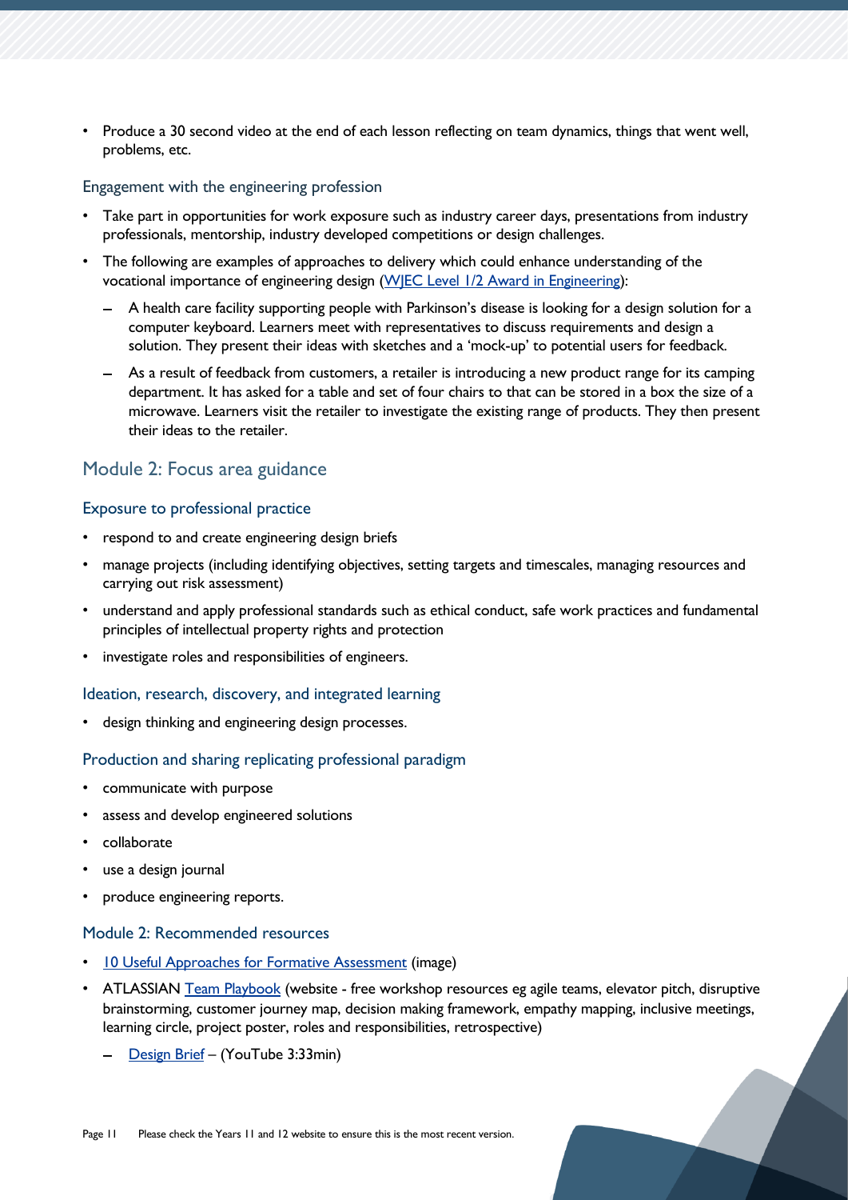- Produce a 30 second video at the end of each lesson reflecting on team dynamics, things that went well, problems, etc.

### Engagement with the engineering profession

- Take part in opportunities for work exposure such as industry career days, presentations from industry professionals, mentorship, industry developed competitions or design challenges.
- The following are examples of approaches to delivery which could enhance understanding of the vocational importance of engineering design (WJEC Level 1/2 Award in Engineering):
  - A health care facility supporting people with Parkinson's disease is looking for a design solution for a computer keyboard. Learners meet with representatives to discuss requirements and design a solution. They present their ideas with sketches and a 'mock-up' to potential users for feedback.
  - As a result of feedback from customers, a retailer is introducing a new product range for its camping department. It has asked for a table and set of four chairs to that can be stored in a box the size of a microwave. Learners visit the retailer to investigate the existing range of products. They then present their ideas to the retailer.

## Module 2: Focus area guidance

### Exposure to professional practice

- respond to and create engineering design briefs
- manage projects (including identifying objectives, setting targets and timescales, managing resources and carrying out risk assessment)
- understand and apply professional standards such as ethical conduct, safe work practices and fundamental principles of intellectual property rights and protection
- investigate roles and responsibilities of engineers.

### Ideation, research, discovery, and integrated learning

- design thinking and engineering design processes.

### Production and sharing replicating professional paradigm

- communicate with purpose
- assess and develop engineered solutions
- collaborate
- use a design journal
- produce engineering reports.

### Module 2: Recommended resources

- 10 Useful Approaches for Formative Assessment (image)
- ATLASSIAN Team Playbook (website - free workshop resources eg agile teams, elevator pitch, disruptive brainstorming, customer journey map, decision making framework, empathy mapping, inclusive meetings, learning circle, project poster, roles and responsibilities, retrospective)
  - Design Brief – (YouTube 3:33min)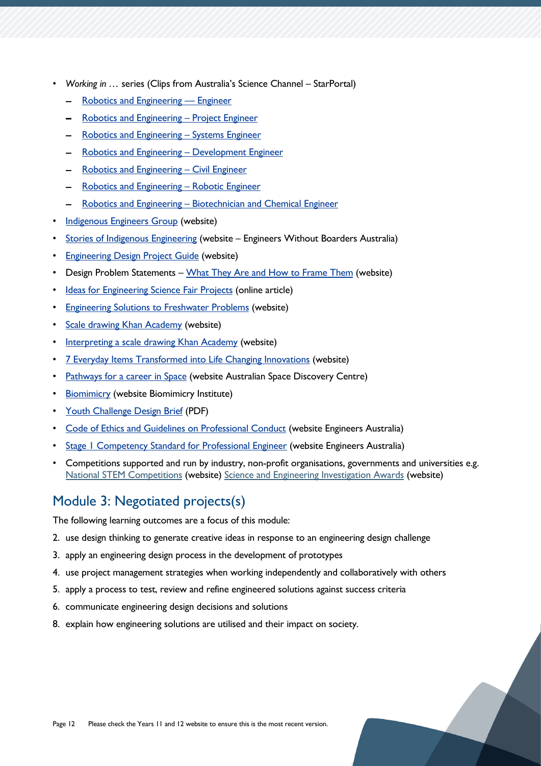- *Working in* … series (Clips from Australia's Science Channel – StarPortal)
  - Robotics and Engineering — Engineer
  - Robotics and Engineering – Project Engineer
  - Robotics and Engineering – Systems Engineer
  - Robotics and Engineering – Development Engineer
  - Robotics and Engineering – Civil Engineer
  - Robotics and Engineering – Robotic Engineer
  - Robotics and Engineering – Biotechnician and Chemical Engineer
- Indigenous Engineers Group (website)
- Stories of Indigenous Engineering (website – Engineers Without Boarders Australia)
- Engineering Design Project Guide (website)
- Design Problem Statements – What They Are and How to Frame Them (website)
- Ideas for Engineering Science Fair Projects (online article)
- Engineering Solutions to Freshwater Problems (website)
- Scale drawing Khan Academy (website)
- Interpreting a scale drawing Khan Academy (website)
- 7 Everyday Items Transformed into Life Changing Innovations (website)
- Pathways for a career in Space (website Australian Space Discovery Centre)
- Biomimicry (website Biomimicry Institute)
- Youth Challenge Design Brief (PDF)
- Code of Ethics and Guidelines on Professional Conduct (website Engineers Australia)
- Stage 1 Competency Standard for Professional Engineer (website Engineers Australia)
- Competitions supported and run by industry, non-profit organisations, governments and universities e.g. National STEM Competitions (website) Science and Engineering Investigation Awards (website)

## Module 3: Negotiated projects(s)

The following learning outcomes are a focus of this module:

2. use design thinking to generate creative ideas in response to an engineering design challenge
3. apply an engineering design process in the development of prototypes
4. use project management strategies when working independently and collaboratively with others
5. apply a process to test, review and refine engineered solutions against success criteria
6. communicate engineering design decisions and solutions
8. explain how engineering solutions are utilised and their impact on society.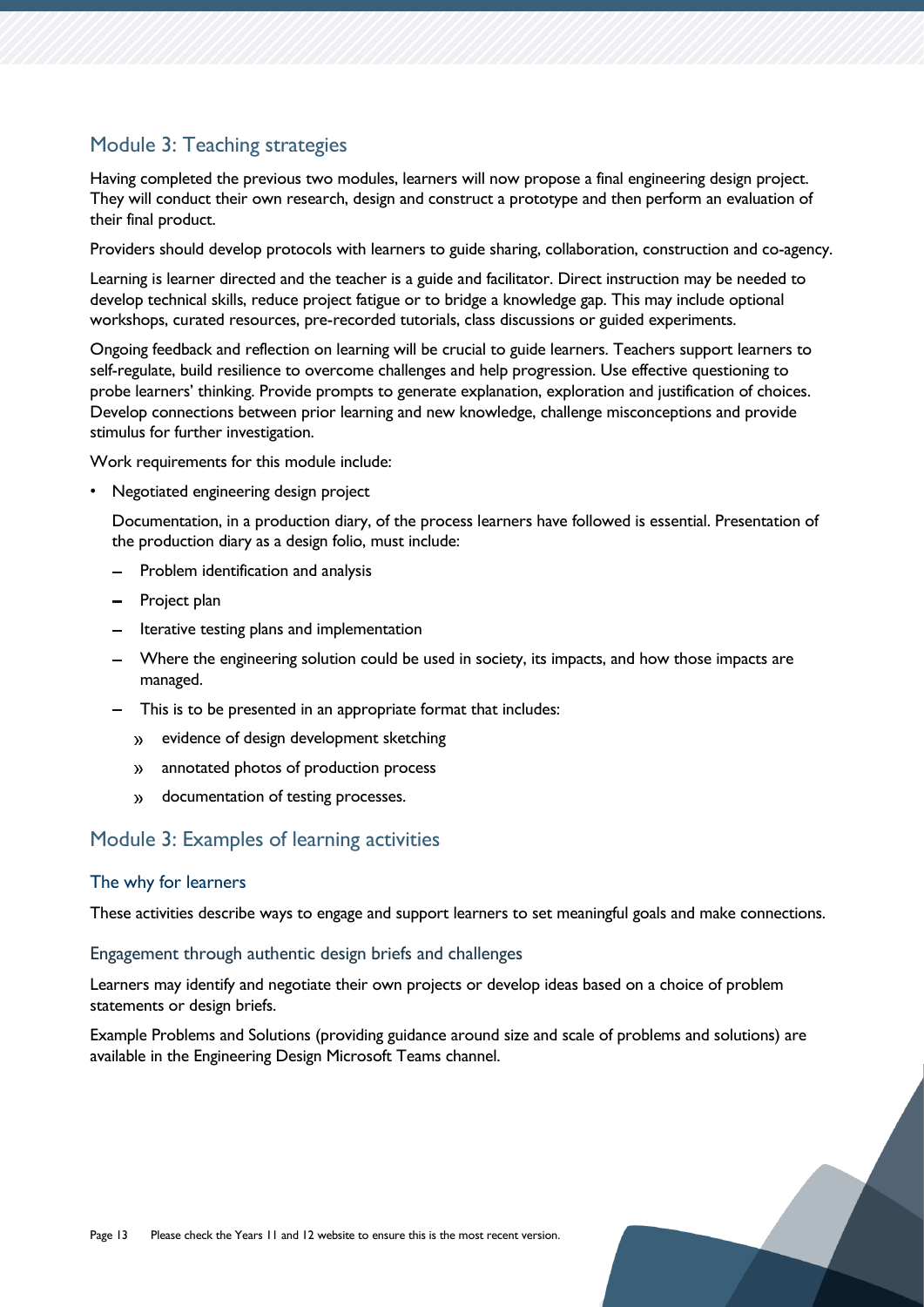## Module 3: Teaching strategies

Having completed the previous two modules, learners will now propose a final engineering design project. They will conduct their own research, design and construct a prototype and then perform an evaluation of their final product.

Providers should develop protocols with learners to guide sharing, collaboration, construction and co-agency.

Learning is learner directed and the teacher is a guide and facilitator. Direct instruction may be needed to develop technical skills, reduce project fatigue or to bridge a knowledge gap. This may include optional workshops, curated resources, pre-recorded tutorials, class discussions or guided experiments.

Ongoing feedback and reflection on learning will be crucial to guide learners. Teachers support learners to self-regulate, build resilience to overcome challenges and help progression. Use effective questioning to probe learners' thinking. Provide prompts to generate explanation, exploration and justification of choices. Develop connections between prior learning and new knowledge, challenge misconceptions and provide stimulus for further investigation.

Work requirements for this module include:

- Negotiated engineering design project

  Documentation, in a production diary, of the process learners have followed is essential. Presentation of the production diary as a design folio, must include:

  - Problem identification and analysis
  - Project plan
  - Iterative testing plans and implementation
  - Where the engineering solution could be used in society, its impacts, and how those impacts are managed.
  - This is to be presented in an appropriate format that includes:
    - evidence of design development sketching
    - annotated photos of production process
    - documentation of testing processes.

## Module 3: Examples of learning activities

### The why for learners

These activities describe ways to engage and support learners to set meaningful goals and make connections.

#### Engagement through authentic design briefs and challenges

Learners may identify and negotiate their own projects or develop ideas based on a choice of problem statements or design briefs.

Example Problems and Solutions (providing guidance around size and scale of problems and solutions) are available in the Engineering Design Microsoft Teams channel.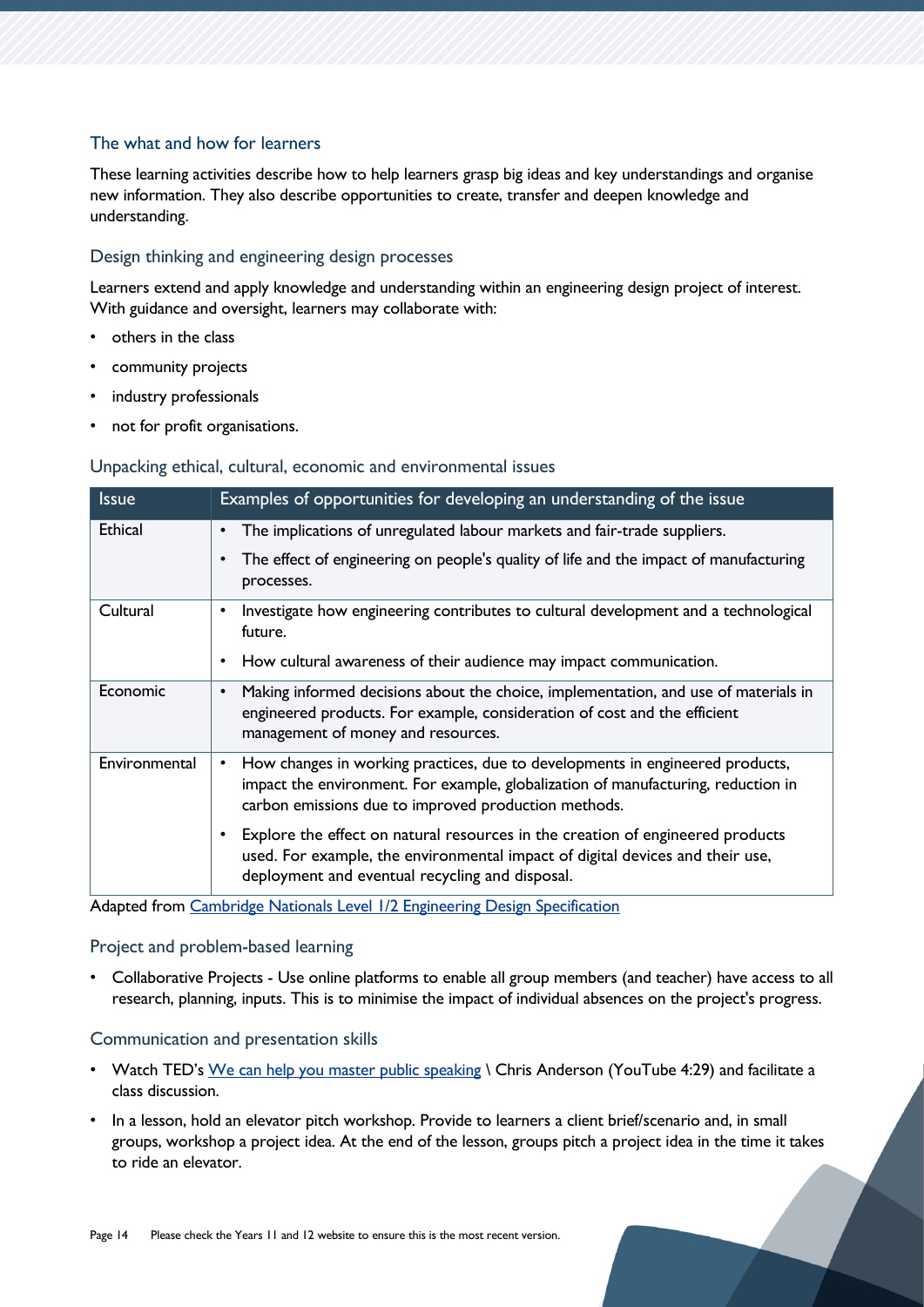## The what and how for learners

These learning activities describe how to help learners grasp big ideas and key understandings and organise new information. They also describe opportunities to create, transfer and deepen knowledge and understanding.

### Design thinking and engineering design processes

Learners extend and apply knowledge and understanding within an engineering design project of interest. With guidance and oversight, learners may collaborate with:

- others in the class
- community projects
- industry professionals
- not for profit organisations.

### Unpacking ethical, cultural, economic and environmental issues

| Issue | Examples of opportunities for developing an understanding of the issue |
|---|---|
| Ethical | • The implications of unregulated labour markets and fair-trade suppliers.<br>• The effect of engineering on people's quality of life and the impact of manufacturing processes. |
| Cultural | • Investigate how engineering contributes to cultural development and a technological future.<br>• How cultural awareness of their audience may impact communication. |
| Economic | • Making informed decisions about the choice, implementation, and use of materials in engineered products. For example, consideration of cost and the efficient management of money and resources. |
| Environmental | • How changes in working practices, due to developments in engineered products, impact the environment. For example, globalization of manufacturing, reduction in carbon emissions due to improved production methods.<br>• Explore the effect on natural resources in the creation of engineered products used. For example, the environmental impact of digital devices and their use, deployment and eventual recycling and disposal. |

Adapted from Cambridge Nationals Level 1/2 Engineering Design Specification

### Project and problem-based learning

- Collaborative Projects - Use online platforms to enable all group members (and teacher) have access to all research, planning, inputs. This is to minimise the impact of individual absences on the project's progress.

### Communication and presentation skills

- Watch TED's We can help you master public speaking \ Chris Anderson (YouTube 4:29) and facilitate a class discussion.
- In a lesson, hold an elevator pitch workshop. Provide to learners a client brief/scenario and, in small groups, workshop a project idea. At the end of the lesson, groups pitch a project idea in the time it takes to ride an elevator.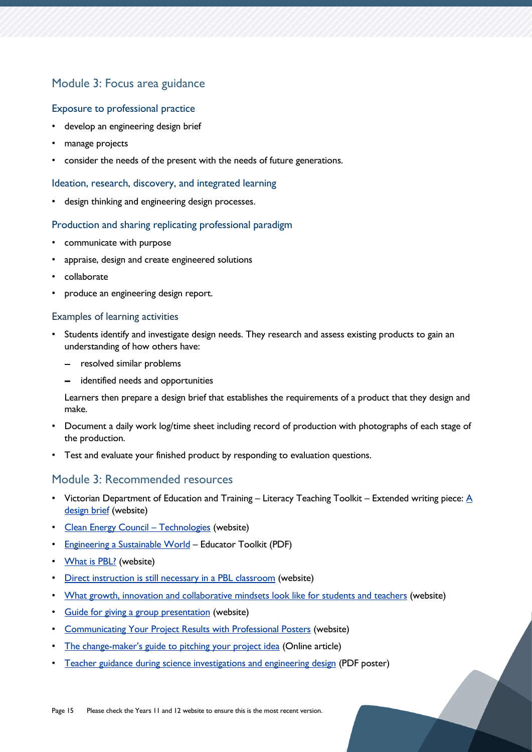## Module 3: Focus area guidance

### Exposure to professional practice

- develop an engineering design brief
- manage projects
- consider the needs of the present with the needs of future generations.

### Ideation, research, discovery, and integrated learning

- design thinking and engineering design processes.

### Production and sharing replicating professional paradigm

- communicate with purpose
- appraise, design and create engineered solutions
- collaborate
- produce an engineering design report.

### Examples of learning activities

- Students identify and investigate design needs. They research and assess existing products to gain an understanding of how others have:
  - resolved similar problems
  - identified needs and opportunities

  Learners then prepare a design brief that establishes the requirements of a product that they design and make.
- Document a daily work log/time sheet including record of production with photographs of each stage of the production.
- Test and evaluate your finished product by responding to evaluation questions.

## Module 3: Recommended resources

- Victorian Department of Education and Training – Literacy Teaching Toolkit – Extended writing piece: A design brief (website)
- Clean Energy Council – Technologies (website)
- Engineering a Sustainable World – Educator Toolkit (PDF)
- What is PBL? (website)
- Direct instruction is still necessary in a PBL classroom (website)
- What growth, innovation and collaborative mindsets look like for students and teachers (website)
- Guide for giving a group presentation (website)
- Communicating Your Project Results with Professional Posters (website)
- The change-maker's guide to pitching your project idea (Online article)
- Teacher guidance during science investigations and engineering design (PDF poster)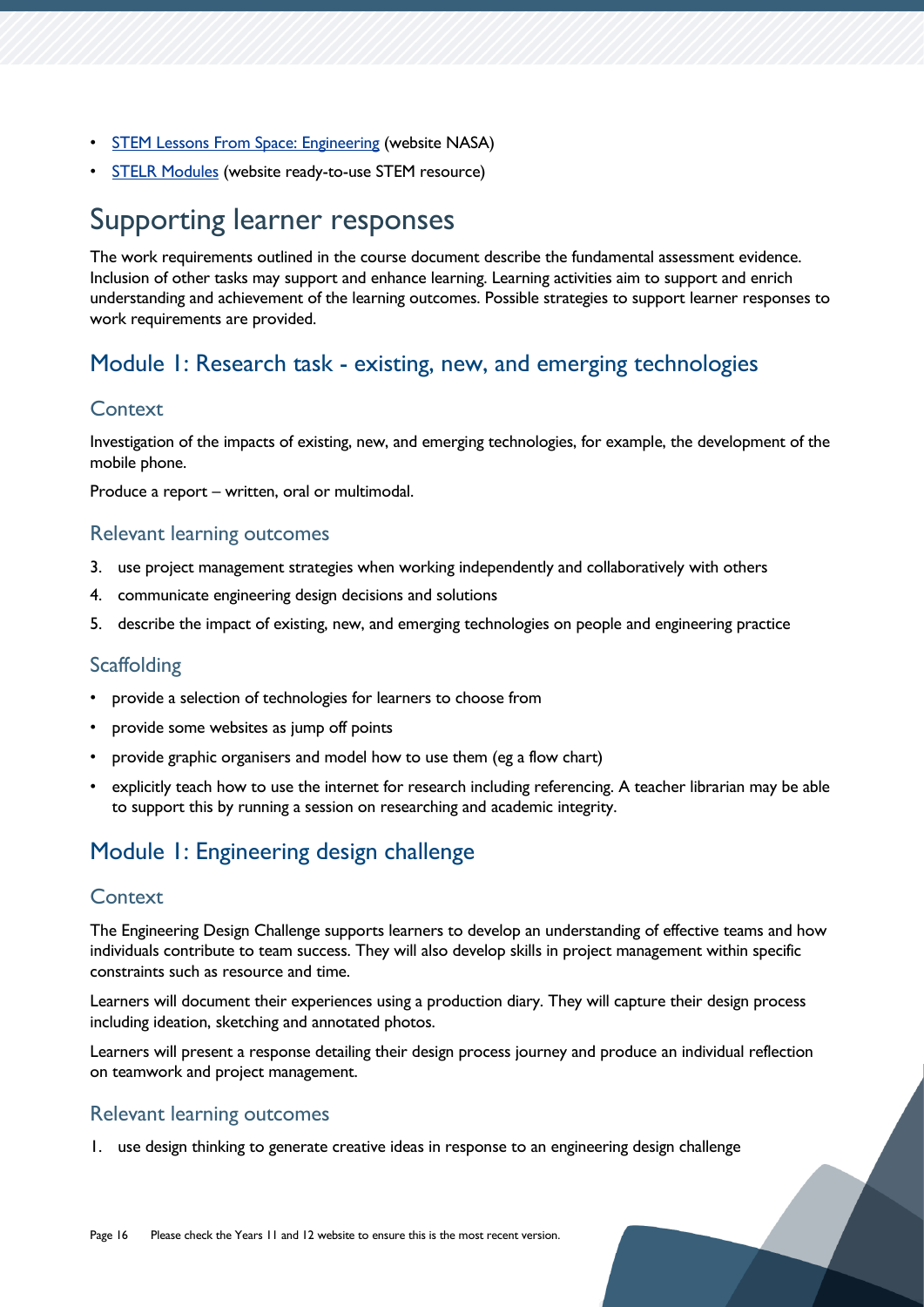- STEM Lessons From Space: Engineering (website NASA)
- STELR Modules (website ready-to-use STEM resource)

# Supporting learner responses

The work requirements outlined in the course document describe the fundamental assessment evidence. Inclusion of other tasks may support and enhance learning. Learning activities aim to support and enrich understanding and achievement of the learning outcomes. Possible strategies to support learner responses to work requirements are provided.

## Module 1: Research task - existing, new, and emerging technologies

### Context

Investigation of the impacts of existing, new, and emerging technologies, for example, the development of the mobile phone.

Produce a report – written, oral or multimodal.

### Relevant learning outcomes

3. use project management strategies when working independently and collaboratively with others
4. communicate engineering design decisions and solutions
5. describe the impact of existing, new, and emerging technologies on people and engineering practice

### Scaffolding

- provide a selection of technologies for learners to choose from
- provide some websites as jump off points
- provide graphic organisers and model how to use them (eg a flow chart)
- explicitly teach how to use the internet for research including referencing. A teacher librarian may be able to support this by running a session on researching and academic integrity.

## Module 1: Engineering design challenge

### Context

The Engineering Design Challenge supports learners to develop an understanding of effective teams and how individuals contribute to team success. They will also develop skills in project management within specific constraints such as resource and time.

Learners will document their experiences using a production diary. They will capture their design process including ideation, sketching and annotated photos.

Learners will present a response detailing their design process journey and produce an individual reflection on teamwork and project management.

### Relevant learning outcomes

1. use design thinking to generate creative ideas in response to an engineering design challenge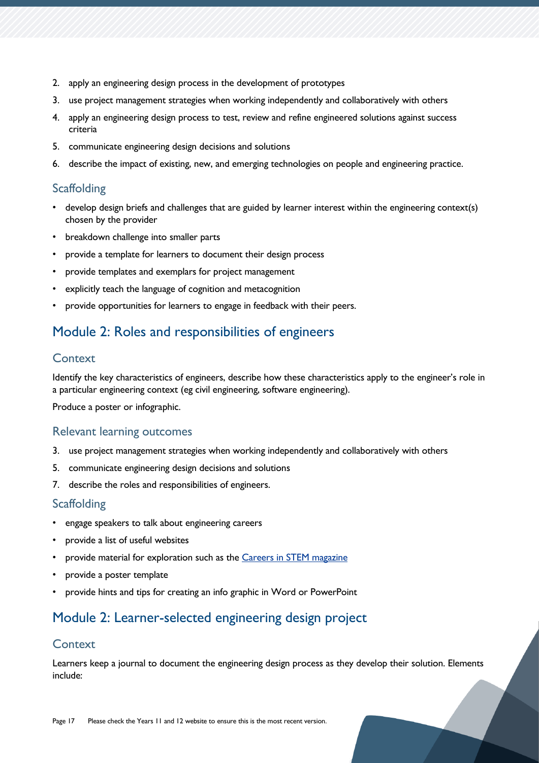2. apply an engineering design process in the development of prototypes
3. use project management strategies when working independently and collaboratively with others
4. apply an engineering design process to test, review and refine engineered solutions against success criteria
5. communicate engineering design decisions and solutions
6. describe the impact of existing, new, and emerging technologies on people and engineering practice.

### Scaffolding

- develop design briefs and challenges that are guided by learner interest within the engineering context(s) chosen by the provider
- breakdown challenge into smaller parts
- provide a template for learners to document their design process
- provide templates and exemplars for project management
- explicitly teach the language of cognition and metacognition
- provide opportunities for learners to engage in feedback with their peers.

## Module 2: Roles and responsibilities of engineers

### Context

Identify the key characteristics of engineers, describe how these characteristics apply to the engineer's role in a particular engineering context (eg civil engineering, software engineering).

Produce a poster or infographic.

### Relevant learning outcomes

3. use project management strategies when working independently and collaboratively with others
5. communicate engineering design decisions and solutions
7. describe the roles and responsibilities of engineers.

### Scaffolding

- engage speakers to talk about engineering careers
- provide a list of useful websites
- provide material for exploration such as the [Careers in STEM magazine]()
- provide a poster template
- provide hints and tips for creating an info graphic in Word or PowerPoint

## Module 2: Learner-selected engineering design project

### Context

Learners keep a journal to document the engineering design process as they develop their solution. Elements include: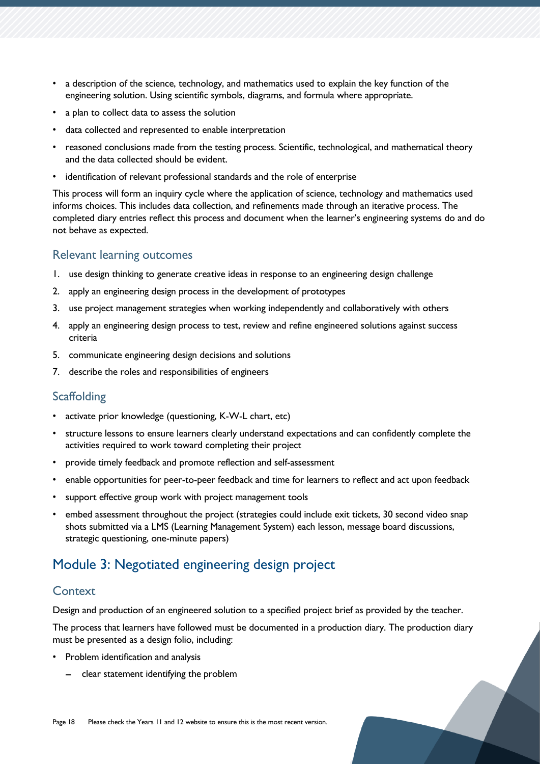- a description of the science, technology, and mathematics used to explain the key function of the engineering solution. Using scientific symbols, diagrams, and formula where appropriate.
- a plan to collect data to assess the solution
- data collected and represented to enable interpretation
- reasoned conclusions made from the testing process. Scientific, technological, and mathematical theory and the data collected should be evident.
- identification of relevant professional standards and the role of enterprise

This process will form an inquiry cycle where the application of science, technology and mathematics used informs choices. This includes data collection, and refinements made through an iterative process. The completed diary entries reflect this process and document when the learner's engineering systems do and do not behave as expected.

### Relevant learning outcomes

1. use design thinking to generate creative ideas in response to an engineering design challenge
2. apply an engineering design process in the development of prototypes
3. use project management strategies when working independently and collaboratively with others
4. apply an engineering design process to test, review and refine engineered solutions against success criteria
5. communicate engineering design decisions and solutions
7. describe the roles and responsibilities of engineers

### Scaffolding

- activate prior knowledge (questioning, K-W-L chart, etc)
- structure lessons to ensure learners clearly understand expectations and can confidently complete the activities required to work toward completing their project
- provide timely feedback and promote reflection and self-assessment
- enable opportunities for peer-to-peer feedback and time for learners to reflect and act upon feedback
- support effective group work with project management tools
- embed assessment throughout the project (strategies could include exit tickets, 30 second video snap shots submitted via a LMS (Learning Management System) each lesson, message board discussions, strategic questioning, one-minute papers)

## Module 3: Negotiated engineering design project

### Context

Design and production of an engineered solution to a specified project brief as provided by the teacher.

The process that learners have followed must be documented in a production diary. The production diary must be presented as a design folio, including:

- Problem identification and analysis
  - clear statement identifying the problem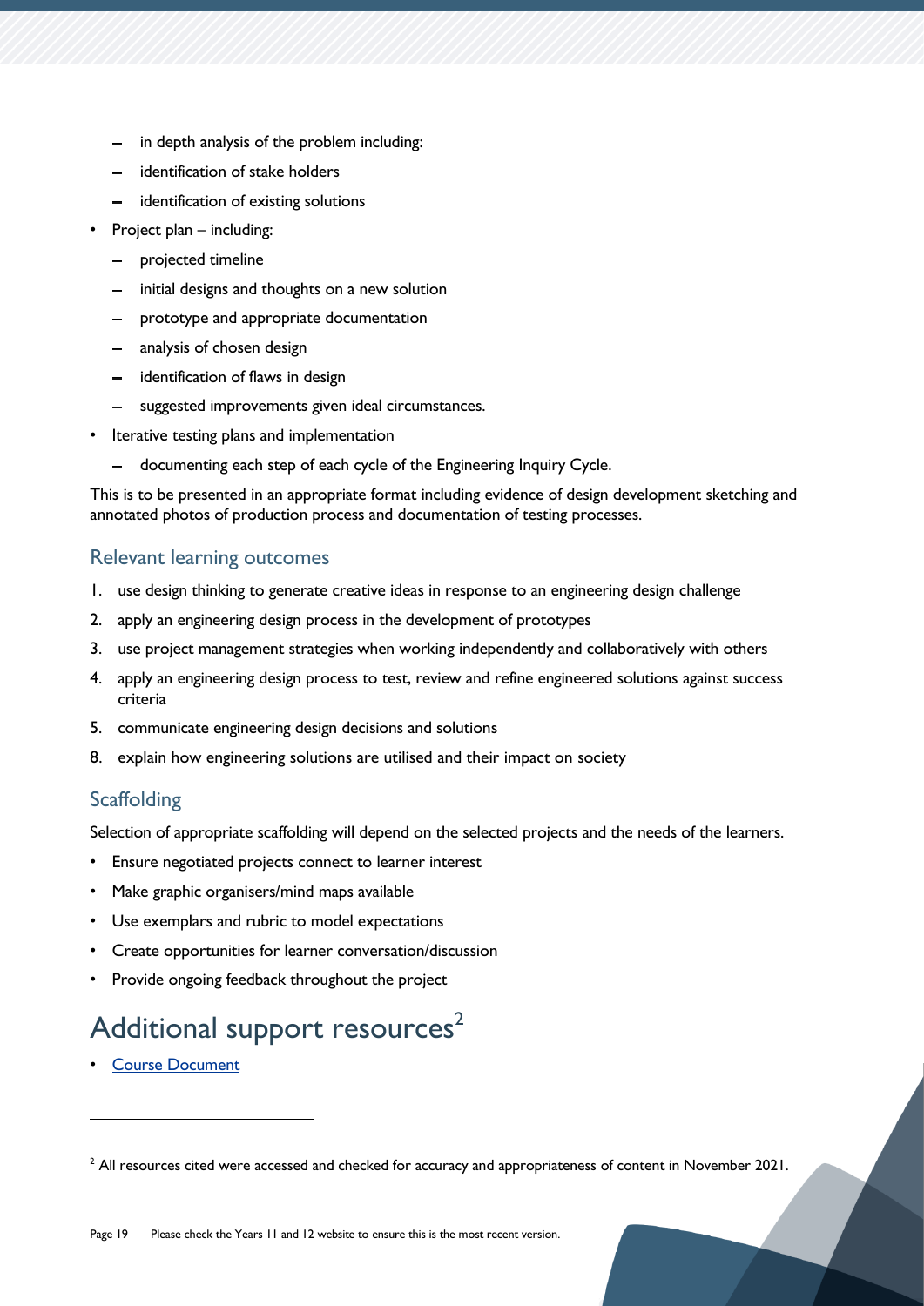- in depth analysis of the problem including:
  - identification of stake holders
  - identification of existing solutions
- Project plan – including:
  - projected timeline
  - initial designs and thoughts on a new solution
  - prototype and appropriate documentation
  - analysis of chosen design
  - identification of flaws in design
  - suggested improvements given ideal circumstances.
- Iterative testing plans and implementation
  - documenting each step of each cycle of the Engineering Inquiry Cycle.

This is to be presented in an appropriate format including evidence of design development sketching and annotated photos of production process and documentation of testing processes.

## Relevant learning outcomes

1. use design thinking to generate creative ideas in response to an engineering design challenge
2. apply an engineering design process in the development of prototypes
3. use project management strategies when working independently and collaboratively with others
4. apply an engineering design process to test, review and refine engineered solutions against success criteria
5. communicate engineering design decisions and solutions
8. explain how engineering solutions are utilised and their impact on society

## Scaffolding

Selection of appropriate scaffolding will depend on the selected projects and the needs of the learners.

- Ensure negotiated projects connect to learner interest
- Make graphic organisers/mind maps available
- Use exemplars and rubric to model expectations
- Create opportunities for learner conversation/discussion
- Provide ongoing feedback throughout the project

# Additional support resources[2]

- Course Document

[2] All resources cited were accessed and checked for accuracy and appropriateness of content in November 2021.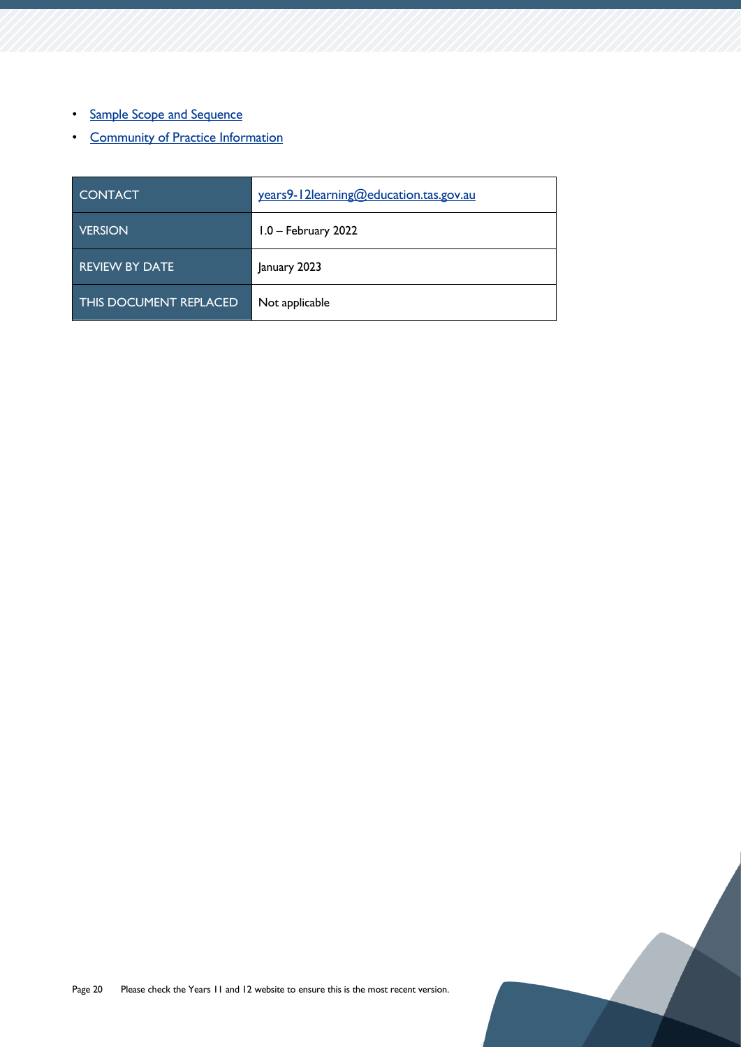- Sample Scope and Sequence
- Community of Practice Information

| | |
|---|---|
| CONTACT | years9-12learning@education.tas.gov.au |
| VERSION | 1.0 – February 2022 |
| REVIEW BY DATE | January 2023 |
| THIS DOCUMENT REPLACED | Not applicable |